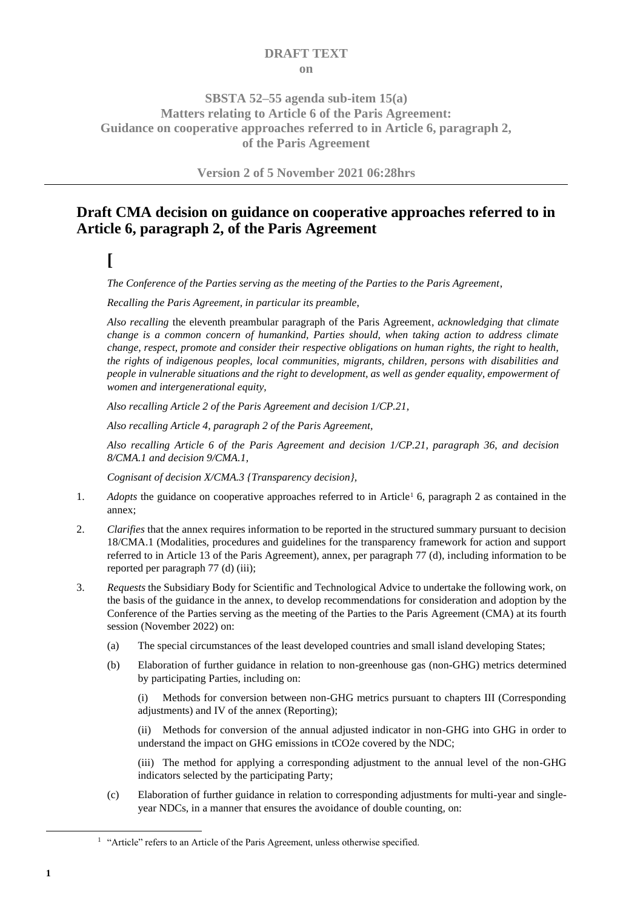**DRAFT TEXT**
**on**

**SBSTA 52–55 agenda sub-item 15(a)**
**Matters relating to Article 6 of the Paris Agreement:**
**Guidance on cooperative approaches referred to in Article 6, paragraph 2, of the Paris Agreement**

**Version 2 of 5 November 2021 06:28hrs**

## Draft CMA decision on guidance on cooperative approaches referred to in Article 6, paragraph 2, of the Paris Agreement

**[**

*The Conference of the Parties serving as the meeting of the Parties to the Paris Agreement*,

*Recalling the Paris Agreement, in particular its preamble,*

*Also recalling* the eleventh preambular paragraph of the Paris Agreement*, acknowledging that climate change is a common concern of humankind, Parties should, when taking action to address climate change, respect, promote and consider their respective obligations on human rights, the right to health, the rights of indigenous peoples, local communities, migrants, children, persons with disabilities and people in vulnerable situations and the right to development, as well as gender equality, empowerment of women and intergenerational equity,*

*Also recalling Article 2 of the Paris Agreement and decision 1/CP.21,*

*Also recalling Article 4, paragraph 2 of the Paris Agreement,*

*Also recalling Article 6 of the Paris Agreement and decision 1/CP.21, paragraph 36, and decision 8/CMA.1 and decision 9/CMA.1,*

*Cognisant of decision X/CMA.3 {Transparency decision},*

1. *Adopts* the guidance on cooperative approaches referred to in Article[1] 6, paragraph 2 as contained in the annex;

2. *Clarifies* that the annex requires information to be reported in the structured summary pursuant to decision 18/CMA.1 (Modalities, procedures and guidelines for the transparency framework for action and support referred to in Article 13 of the Paris Agreement), annex, per paragraph 77 (d), including information to be reported per paragraph 77 (d) (iii);

3. *Requests* the Subsidiary Body for Scientific and Technological Advice to undertake the following work, on the basis of the guidance in the annex, to develop recommendations for consideration and adoption by the Conference of the Parties serving as the meeting of the Parties to the Paris Agreement (CMA) at its fourth session (November 2022) on:

   (a) The special circumstances of the least developed countries and small island developing States;

   (b) Elaboration of further guidance in relation to non-greenhouse gas (non-GHG) metrics determined by participating Parties, including on:

      (i) Methods for conversion between non-GHG metrics pursuant to chapters III (Corresponding adjustments) and IV of the annex (Reporting);

      (ii) Methods for conversion of the annual adjusted indicator in non-GHG into GHG in order to understand the impact on GHG emissions in $tCO_2e$ covered by the NDC;

      (iii) The method for applying a corresponding adjustment to the annual level of the non-GHG indicators selected by the participating Party;

   (c) Elaboration of further guidance in relation to corresponding adjustments for multi-year and single-year NDCs, in a manner that ensures the avoidance of double counting, on:

[1] "Article" refers to an Article of the Paris Agreement, unless otherwise specified.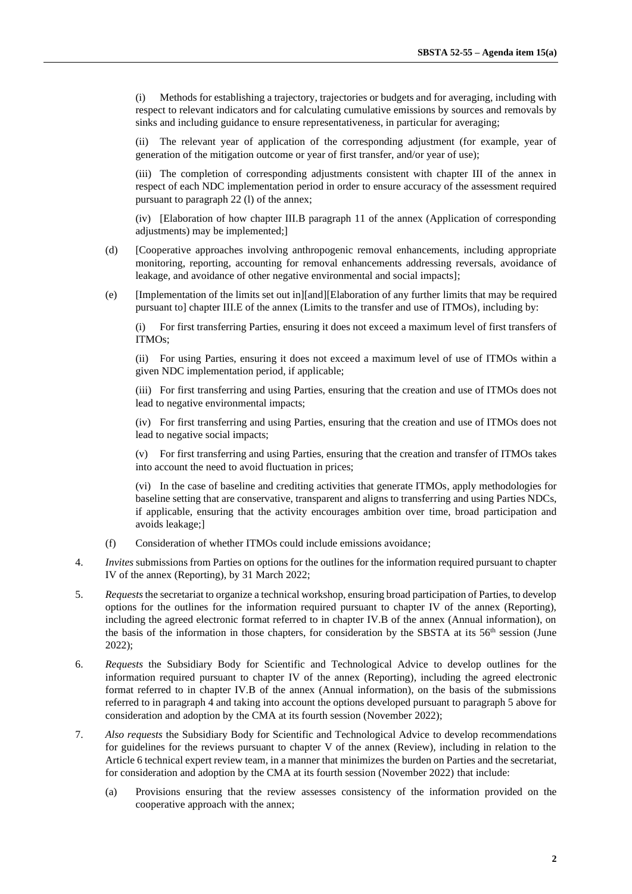(i) Methods for establishing a trajectory, trajectories or budgets and for averaging, including with respect to relevant indicators and for calculating cumulative emissions by sources and removals by sinks and including guidance to ensure representativeness, in particular for averaging;

(ii) The relevant year of application of the corresponding adjustment (for example, year of generation of the mitigation outcome or year of first transfer, and/or year of use);

(iii) The completion of corresponding adjustments consistent with chapter III of the annex in respect of each NDC implementation period in order to ensure accuracy of the assessment required pursuant to paragraph 22 (l) of the annex;

(iv) [Elaboration of how chapter III.B paragraph 11 of the annex (Application of corresponding adjustments) may be implemented;]

(d) [Cooperative approaches involving anthropogenic removal enhancements, including appropriate monitoring, reporting, accounting for removal enhancements addressing reversals, avoidance of leakage, and avoidance of other negative environmental and social impacts];

(e) [Implementation of the limits set out in][and][Elaboration of any further limits that may be required pursuant to] chapter III.E of the annex (Limits to the transfer and use of ITMOs), including by:

(i) For first transferring Parties, ensuring it does not exceed a maximum level of first transfers of ITMOs;

(ii) For using Parties, ensuring it does not exceed a maximum level of use of ITMOs within a given NDC implementation period, if applicable;

(iii) For first transferring and using Parties, ensuring that the creation and use of ITMOs does not lead to negative environmental impacts;

(iv) For first transferring and using Parties, ensuring that the creation and use of ITMOs does not lead to negative social impacts;

(v) For first transferring and using Parties, ensuring that the creation and transfer of ITMOs takes into account the need to avoid fluctuation in prices;

(vi) In the case of baseline and crediting activities that generate ITMOs, apply methodologies for baseline setting that are conservative, transparent and aligns to transferring and using Parties NDCs, if applicable, ensuring that the activity encourages ambition over time, broad participation and avoids leakage;]

(f) Consideration of whether ITMOs could include emissions avoidance;

4. *Invites* submissions from Parties on options for the outlines for the information required pursuant to chapter IV of the annex (Reporting), by 31 March 2022;

5. *Requests* the secretariat to organize a technical workshop, ensuring broad participation of Parties, to develop options for the outlines for the information required pursuant to chapter IV of the annex (Reporting), including the agreed electronic format referred to in chapter IV.B of the annex (Annual information), on the basis of the information in those chapters, for consideration by the SBSTA at its 56th session (June 2022);

6. *Requests* the Subsidiary Body for Scientific and Technological Advice to develop outlines for the information required pursuant to chapter IV of the annex (Reporting), including the agreed electronic format referred to in chapter IV.B of the annex (Annual information), on the basis of the submissions referred to in paragraph 4 and taking into account the options developed pursuant to paragraph 5 above for consideration and adoption by the CMA at its fourth session (November 2022);

7. *Also requests* the Subsidiary Body for Scientific and Technological Advice to develop recommendations for guidelines for the reviews pursuant to chapter V of the annex (Review), including in relation to the Article 6 technical expert review team, in a manner that minimizes the burden on Parties and the secretariat, for consideration and adoption by the CMA at its fourth session (November 2022) that include:

(a) Provisions ensuring that the review assesses consistency of the information provided on the cooperative approach with the annex;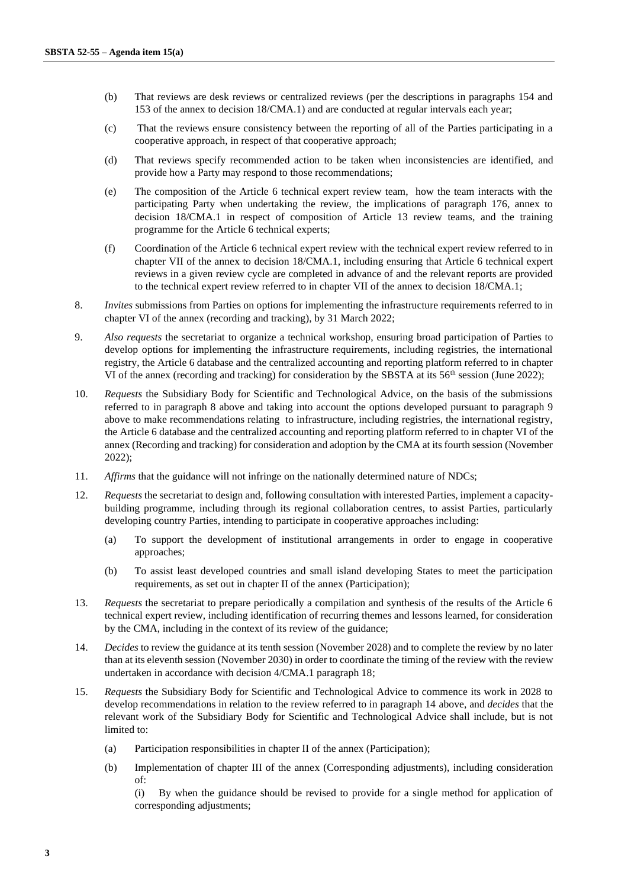(b) That reviews are desk reviews or centralized reviews (per the descriptions in paragraphs 154 and 153 of the annex to decision 18/CMA.1) and are conducted at regular intervals each year;

(c) That the reviews ensure consistency between the reporting of all of the Parties participating in a cooperative approach, in respect of that cooperative approach;

(d) That reviews specify recommended action to be taken when inconsistencies are identified, and provide how a Party may respond to those recommendations;

(e) The composition of the Article 6 technical expert review team, how the team interacts with the participating Party when undertaking the review, the implications of paragraph 176, annex to decision 18/CMA.1 in respect of composition of Article 13 review teams, and the training programme for the Article 6 technical experts;

(f) Coordination of the Article 6 technical expert review with the technical expert review referred to in chapter VII of the annex to decision 18/CMA.1, including ensuring that Article 6 technical expert reviews in a given review cycle are completed in advance of and the relevant reports are provided to the technical expert review referred to in chapter VII of the annex to decision 18/CMA.1;

8. *Invites* submissions from Parties on options for implementing the infrastructure requirements referred to in chapter VI of the annex (recording and tracking), by 31 March 2022;

9. *Also requests* the secretariat to organize a technical workshop, ensuring broad participation of Parties to develop options for implementing the infrastructure requirements, including registries, the international registry, the Article 6 database and the centralized accounting and reporting platform referred to in chapter VI of the annex (recording and tracking) for consideration by the SBSTA at its 56th session (June 2022);

10. *Requests* the Subsidiary Body for Scientific and Technological Advice, on the basis of the submissions referred to in paragraph 8 above and taking into account the options developed pursuant to paragraph 9 above to make recommendations relating to infrastructure, including registries, the international registry, the Article 6 database and the centralized accounting and reporting platform referred to in chapter VI of the annex (Recording and tracking) for consideration and adoption by the CMA at its fourth session (November 2022);

11. *Affirms* that the guidance will not infringe on the nationally determined nature of NDCs;

12. *Requests* the secretariat to design and, following consultation with interested Parties, implement a capacity-building programme, including through its regional collaboration centres, to assist Parties, particularly developing country Parties, intending to participate in cooperative approaches including:

(a) To support the development of institutional arrangements in order to engage in cooperative approaches;

(b) To assist least developed countries and small island developing States to meet the participation requirements, as set out in chapter II of the annex (Participation);

13. *Requests* the secretariat to prepare periodically a compilation and synthesis of the results of the Article 6 technical expert review, including identification of recurring themes and lessons learned, for consideration by the CMA, including in the context of its review of the guidance;

14. *Decides* to review the guidance at its tenth session (November 2028) and to complete the review by no later than at its eleventh session (November 2030) in order to coordinate the timing of the review with the review undertaken in accordance with decision 4/CMA.1 paragraph 18;

15. *Requests* the Subsidiary Body for Scientific and Technological Advice to commence its work in 2028 to develop recommendations in relation to the review referred to in paragraph 14 above, and *decides* that the relevant work of the Subsidiary Body for Scientific and Technological Advice shall include, but is not limited to:

(a) Participation responsibilities in chapter II of the annex (Participation);

(b) Implementation of chapter III of the annex (Corresponding adjustments), including consideration of:

(i) By when the guidance should be revised to provide for a single method for application of corresponding adjustments;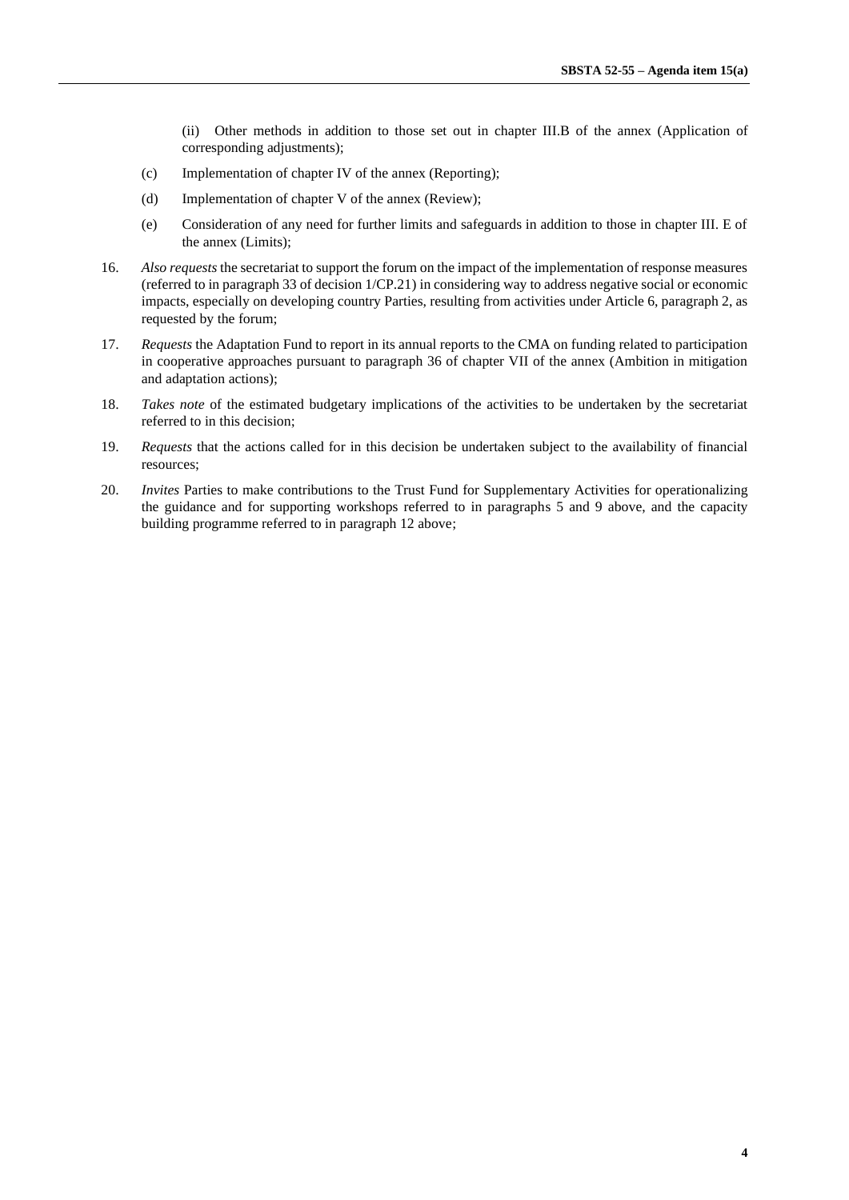(ii) Other methods in addition to those set out in chapter III.B of the annex (Application of corresponding adjustments);

(c) Implementation of chapter IV of the annex (Reporting);

(d) Implementation of chapter V of the annex (Review);

(e) Consideration of any need for further limits and safeguards in addition to those in chapter III. E of the annex (Limits);

16. *Also requests* the secretariat to support the forum on the impact of the implementation of response measures (referred to in paragraph 33 of decision 1/CP.21) in considering way to address negative social or economic impacts, especially on developing country Parties, resulting from activities under Article 6, paragraph 2, as requested by the forum;

17. *Requests* the Adaptation Fund to report in its annual reports to the CMA on funding related to participation in cooperative approaches pursuant to paragraph 36 of chapter VII of the annex (Ambition in mitigation and adaptation actions);

18. *Takes note* of the estimated budgetary implications of the activities to be undertaken by the secretariat referred to in this decision;

19. *Requests* that the actions called for in this decision be undertaken subject to the availability of financial resources;

20. *Invites* Parties to make contributions to the Trust Fund for Supplementary Activities for operationalizing the guidance and for supporting workshops referred to in paragraphs 5 and 9 above, and the capacity building programme referred to in paragraph 12 above;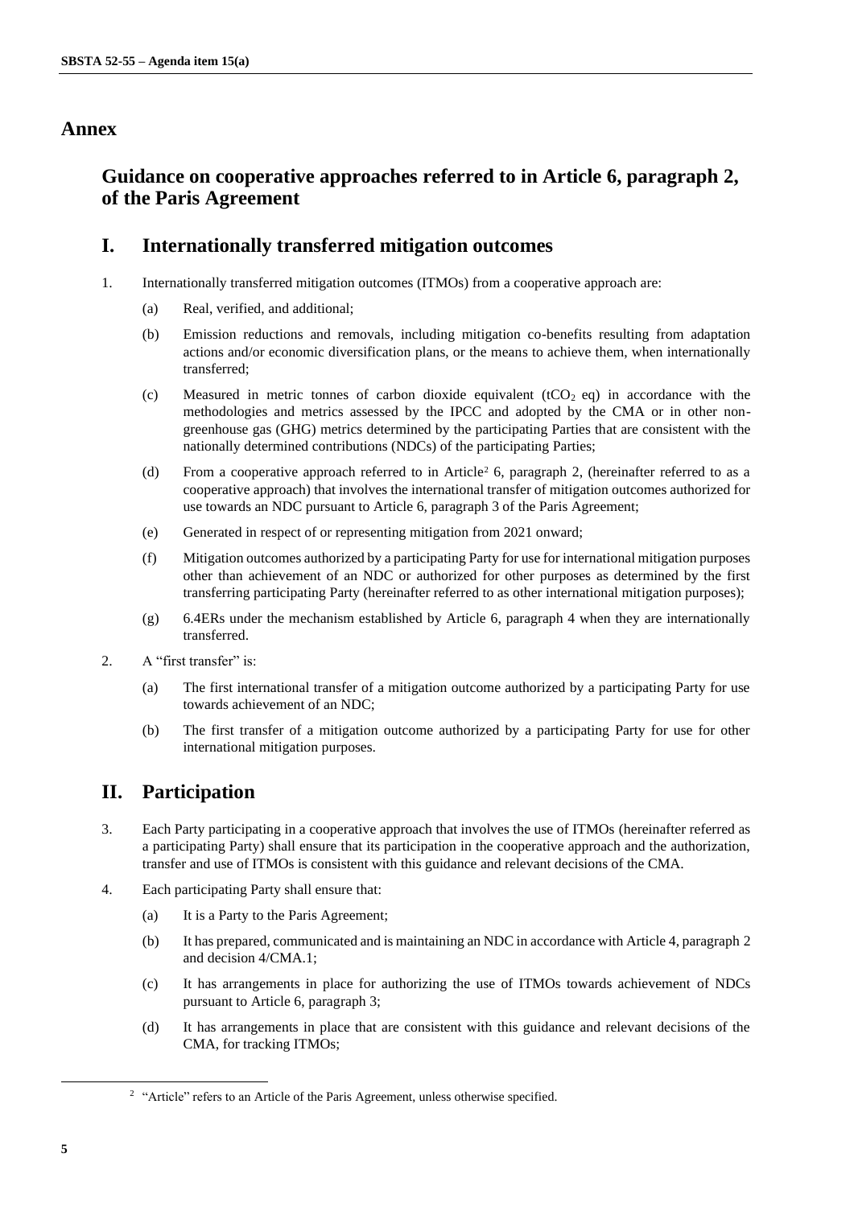# Annex

## Guidance on cooperative approaches referred to in Article 6, paragraph 2, of the Paris Agreement

## I. Internationally transferred mitigation outcomes

1. Internationally transferred mitigation outcomes (ITMOs) from a cooperative approach are:

   (a) Real, verified, and additional;

   (b) Emission reductions and removals, including mitigation co-benefits resulting from adaptation actions and/or economic diversification plans, or the means to achieve them, when internationally transferred;

   (c) Measured in metric tonnes of carbon dioxide equivalent ($tCO_2$ eq) in accordance with the methodologies and metrics assessed by the IPCC and adopted by the CMA or in other non-greenhouse gas (GHG) metrics determined by the participating Parties that are consistent with the nationally determined contributions (NDCs) of the participating Parties;

   (d) From a cooperative approach referred to in Article[2] 6, paragraph 2, (hereinafter referred to as a cooperative approach) that involves the international transfer of mitigation outcomes authorized for use towards an NDC pursuant to Article 6, paragraph 3 of the Paris Agreement;

   (e) Generated in respect of or representing mitigation from 2021 onward;

   (f) Mitigation outcomes authorized by a participating Party for use for international mitigation purposes other than achievement of an NDC or authorized for other purposes as determined by the first transferring participating Party (hereinafter referred to as other international mitigation purposes);

   (g) 6.4ERs under the mechanism established by Article 6, paragraph 4 when they are internationally transferred.

2. A "first transfer" is:

   (a) The first international transfer of a mitigation outcome authorized by a participating Party for use towards achievement of an NDC;

   (b) The first transfer of a mitigation outcome authorized by a participating Party for use for other international mitigation purposes.

## II. Participation

3. Each Party participating in a cooperative approach that involves the use of ITMOs (hereinafter referred as a participating Party) shall ensure that its participation in the cooperative approach and the authorization, transfer and use of ITMOs is consistent with this guidance and relevant decisions of the CMA.

4. Each participating Party shall ensure that:

   (a) It is a Party to the Paris Agreement;

   (b) It has prepared, communicated and is maintaining an NDC in accordance with Article 4, paragraph 2 and decision 4/CMA.1;

   (c) It has arrangements in place for authorizing the use of ITMOs towards achievement of NDCs pursuant to Article 6, paragraph 3;

   (d) It has arrangements in place that are consistent with this guidance and relevant decisions of the CMA, for tracking ITMOs;

---

[2] "Article" refers to an Article of the Paris Agreement, unless otherwise specified.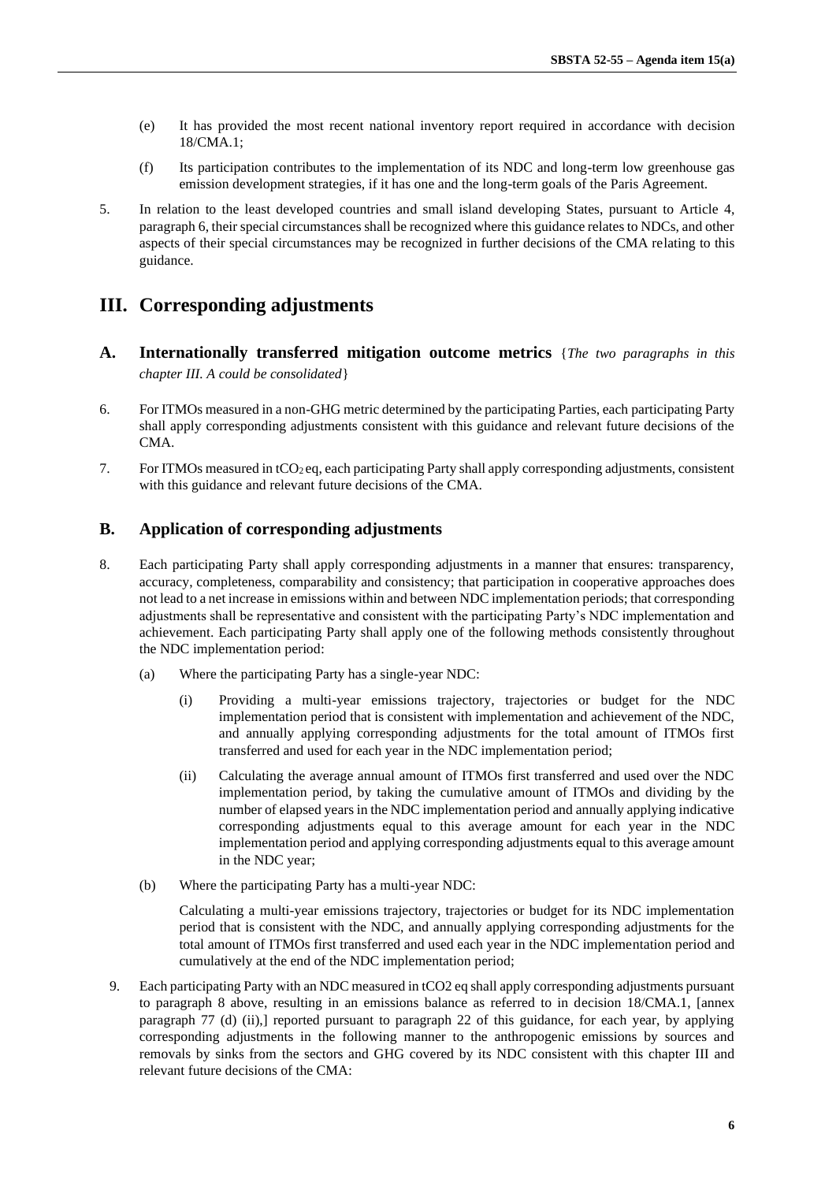(e) It has provided the most recent national inventory report required in accordance with decision 18/CMA.1;

(f) Its participation contributes to the implementation of its NDC and long-term low greenhouse gas emission development strategies, if it has one and the long-term goals of the Paris Agreement.

5. In relation to the least developed countries and small island developing States, pursuant to Article 4, paragraph 6, their special circumstances shall be recognized where this guidance relates to NDCs, and other aspects of their special circumstances may be recognized in further decisions of the CMA relating to this guidance.

# III. Corresponding adjustments

## A. Internationally transferred mitigation outcome metrics {*The two paragraphs in this chapter III. A could be consolidated*}

6. For ITMOs measured in a non-GHG metric determined by the participating Parties, each participating Party shall apply corresponding adjustments consistent with this guidance and relevant future decisions of the CMA.

7. For ITMOs measured in $tCO_2$ eq, each participating Party shall apply corresponding adjustments, consistent with this guidance and relevant future decisions of the CMA.

## B. Application of corresponding adjustments

8. Each participating Party shall apply corresponding adjustments in a manner that ensures: transparency, accuracy, completeness, comparability and consistency; that participation in cooperative approaches does not lead to a net increase in emissions within and between NDC implementation periods; that corresponding adjustments shall be representative and consistent with the participating Party's NDC implementation and achievement. Each participating Party shall apply one of the following methods consistently throughout the NDC implementation period:

   (a) Where the participating Party has a single-year NDC:

      (i) Providing a multi-year emissions trajectory, trajectories or budget for the NDC implementation period that is consistent with implementation and achievement of the NDC, and annually applying corresponding adjustments for the total amount of ITMOs first transferred and used for each year in the NDC implementation period;

      (ii) Calculating the average annual amount of ITMOs first transferred and used over the NDC implementation period, by taking the cumulative amount of ITMOs and dividing by the number of elapsed years in the NDC implementation period and annually applying indicative corresponding adjustments equal to this average amount for each year in the NDC implementation period and applying corresponding adjustments equal to this average amount in the NDC year;

   (b) Where the participating Party has a multi-year NDC:

      Calculating a multi-year emissions trajectory, trajectories or budget for its NDC implementation period that is consistent with the NDC, and annually applying corresponding adjustments for the total amount of ITMOs first transferred and used each year in the NDC implementation period and cumulatively at the end of the NDC implementation period;

9. Each participating Party with an NDC measured in $tCO_2$ eq shall apply corresponding adjustments pursuant to paragraph 8 above, resulting in an emissions balance as referred to in decision 18/CMA.1, [annex paragraph 77 (d) (ii),] reported pursuant to paragraph 22 of this guidance, for each year, by applying corresponding adjustments in the following manner to the anthropogenic emissions by sources and removals by sinks from the sectors and GHG covered by its NDC consistent with this chapter III and relevant future decisions of the CMA: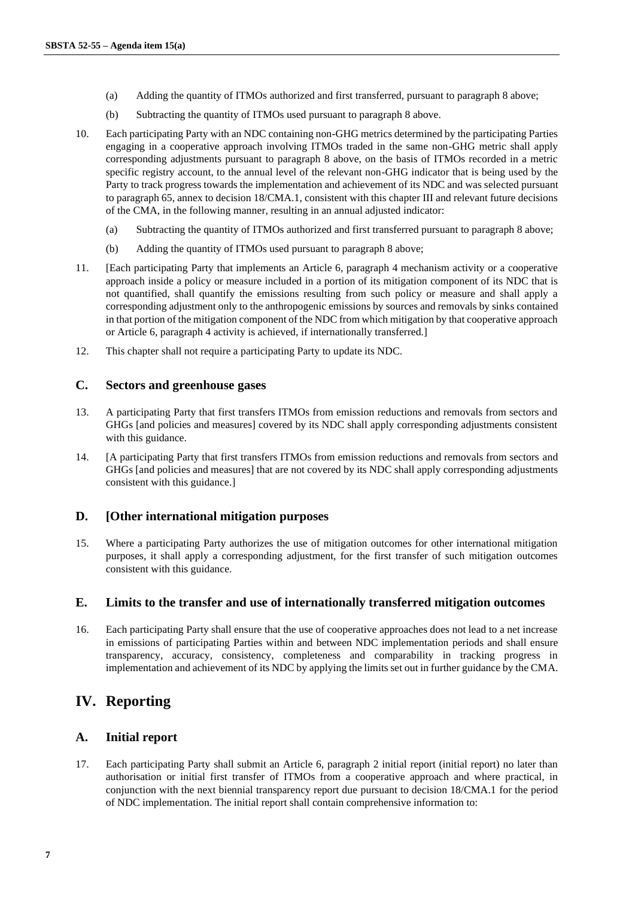(a) Adding the quantity of ITMOs authorized and first transferred, pursuant to paragraph 8 above;

(b) Subtracting the quantity of ITMOs used pursuant to paragraph 8 above.

10. Each participating Party with an NDC containing non-GHG metrics determined by the participating Parties engaging in a cooperative approach involving ITMOs traded in the same non-GHG metric shall apply corresponding adjustments pursuant to paragraph 8 above, on the basis of ITMOs recorded in a metric specific registry account, to the annual level of the relevant non-GHG indicator that is being used by the Party to track progress towards the implementation and achievement of its NDC and was selected pursuant to paragraph 65, annex to decision 18/CMA.1, consistent with this chapter III and relevant future decisions of the CMA, in the following manner, resulting in an annual adjusted indicator:

(a) Subtracting the quantity of ITMOs authorized and first transferred pursuant to paragraph 8 above;

(b) Adding the quantity of ITMOs used pursuant to paragraph 8 above;

11. [Each participating Party that implements an Article 6, paragraph 4 mechanism activity or a cooperative approach inside a policy or measure included in a portion of its mitigation component of its NDC that is not quantified, shall quantify the emissions resulting from such policy or measure and shall apply a corresponding adjustment only to the anthropogenic emissions by sources and removals by sinks contained in that portion of the mitigation component of the NDC from which mitigation by that cooperative approach or Article 6, paragraph 4 activity is achieved, if internationally transferred.]

12. This chapter shall not require a participating Party to update its NDC.

### C. Sectors and greenhouse gases

13. A participating Party that first transfers ITMOs from emission reductions and removals from sectors and GHGs [and policies and measures] covered by its NDC shall apply corresponding adjustments consistent with this guidance.

14. [A participating Party that first transfers ITMOs from emission reductions and removals from sectors and GHGs [and policies and measures] that are not covered by its NDC shall apply corresponding adjustments consistent with this guidance.]

### D. [Other international mitigation purposes

15. Where a participating Party authorizes the use of mitigation outcomes for other international mitigation purposes, it shall apply a corresponding adjustment, for the first transfer of such mitigation outcomes consistent with this guidance.

### E. Limits to the transfer and use of internationally transferred mitigation outcomes

16. Each participating Party shall ensure that the use of cooperative approaches does not lead to a net increase in emissions of participating Parties within and between NDC implementation periods and shall ensure transparency, accuracy, consistency, completeness and comparability in tracking progress in implementation and achievement of its NDC by applying the limits set out in further guidance by the CMA.

## IV. Reporting

### A. Initial report

17. Each participating Party shall submit an Article 6, paragraph 2 initial report (initial report) no later than authorisation or initial first transfer of ITMOs from a cooperative approach and where practical, in conjunction with the next biennial transparency report due pursuant to decision 18/CMA.1 for the period of NDC implementation. The initial report shall contain comprehensive information to: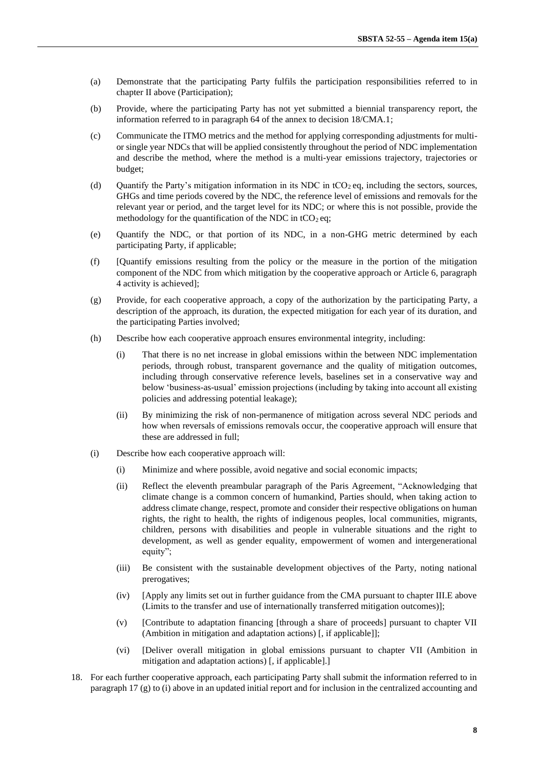(a) Demonstrate that the participating Party fulfils the participation responsibilities referred to in chapter II above (Participation);

(b) Provide, where the participating Party has not yet submitted a biennial transparency report, the information referred to in paragraph 64 of the annex to decision 18/CMA.1;

(c) Communicate the ITMO metrics and the method for applying corresponding adjustments for multi- or single year NDCs that will be applied consistently throughout the period of NDC implementation and describe the method, where the method is a multi-year emissions trajectory, trajectories or budget;

(d) Quantify the Party's mitigation information in its NDC in $tCO_2$ eq, including the sectors, sources, GHGs and time periods covered by the NDC, the reference level of emissions and removals for the relevant year or period, and the target level for its NDC; or where this is not possible, provide the methodology for the quantification of the NDC in $tCO_2$ eq;

(e) Quantify the NDC, or that portion of its NDC, in a non-GHG metric determined by each participating Party, if applicable;

(f) [Quantify emissions resulting from the policy or the measure in the portion of the mitigation component of the NDC from which mitigation by the cooperative approach or Article 6, paragraph 4 activity is achieved];

(g) Provide, for each cooperative approach, a copy of the authorization by the participating Party, a description of the approach, its duration, the expected mitigation for each year of its duration, and the participating Parties involved;

(h) Describe how each cooperative approach ensures environmental integrity, including:

   (i) That there is no net increase in global emissions within the between NDC implementation periods, through robust, transparent governance and the quality of mitigation outcomes, including through conservative reference levels, baselines set in a conservative way and below 'business-as-usual' emission projections (including by taking into account all existing policies and addressing potential leakage);

   (ii) By minimizing the risk of non-permanence of mitigation across several NDC periods and how when reversals of emissions removals occur, the cooperative approach will ensure that these are addressed in full;

(i) Describe how each cooperative approach will:

   (i) Minimize and where possible, avoid negative and social economic impacts;

   (ii) Reflect the eleventh preambular paragraph of the Paris Agreement, "Acknowledging that climate change is a common concern of humankind, Parties should, when taking action to address climate change, respect, promote and consider their respective obligations on human rights, the right to health, the rights of indigenous peoples, local communities, migrants, children, persons with disabilities and people in vulnerable situations and the right to development, as well as gender equality, empowerment of women and intergenerational equity";

   (iii) Be consistent with the sustainable development objectives of the Party, noting national prerogatives;

   (iv) [Apply any limits set out in further guidance from the CMA pursuant to chapter III.E above (Limits to the transfer and use of internationally transferred mitigation outcomes)];

   (v) [Contribute to adaptation financing [through a share of proceeds] pursuant to chapter VII (Ambition in mitigation and adaptation actions) [, if applicable]];

   (vi) [Deliver overall mitigation in global emissions pursuant to chapter VII (Ambition in mitigation and adaptation actions) [, if applicable].]

18. For each further cooperative approach, each participating Party shall submit the information referred to in paragraph 17 (g) to (i) above in an updated initial report and for inclusion in the centralized accounting and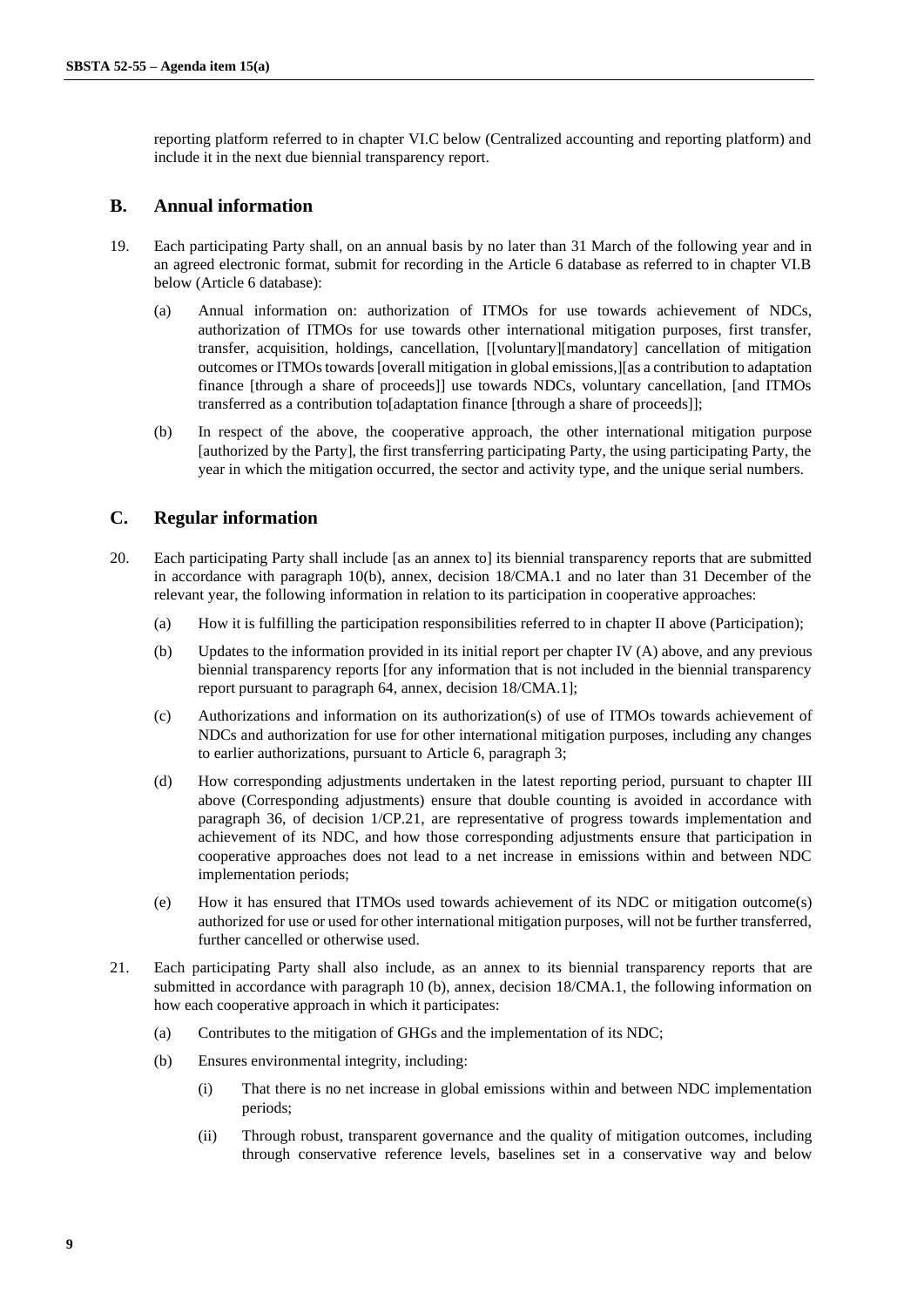reporting platform referred to in chapter VI.C below (Centralized accounting and reporting platform) and include it in the next due biennial transparency report.

## B. Annual information

19. Each participating Party shall, on an annual basis by no later than 31 March of the following year and in an agreed electronic format, submit for recording in the Article 6 database as referred to in chapter VI.B below (Article 6 database):

    (a) Annual information on: authorization of ITMOs for use towards achievement of NDCs, authorization of ITMOs for use towards other international mitigation purposes, first transfer, transfer, acquisition, holdings, cancellation, [[voluntary][mandatory] cancellation of mitigation outcomes or ITMOs towards [overall mitigation in global emissions,][as a contribution to adaptation finance [through a share of proceeds]] use towards NDCs, voluntary cancellation, [and ITMOs transferred as a contribution to[adaptation finance [through a share of proceeds]];

    (b) In respect of the above, the cooperative approach, the other international mitigation purpose [authorized by the Party], the first transferring participating Party, the using participating Party, the year in which the mitigation occurred, the sector and activity type, and the unique serial numbers.

## C. Regular information

20. Each participating Party shall include [as an annex to] its biennial transparency reports that are submitted in accordance with paragraph 10(b), annex, decision 18/CMA.1 and no later than 31 December of the relevant year, the following information in relation to its participation in cooperative approaches:

    (a) How it is fulfilling the participation responsibilities referred to in chapter II above (Participation);

    (b) Updates to the information provided in its initial report per chapter IV (A) above, and any previous biennial transparency reports [for any information that is not included in the biennial transparency report pursuant to paragraph 64, annex, decision 18/CMA.1];

    (c) Authorizations and information on its authorization(s) of use of ITMOs towards achievement of NDCs and authorization for use for other international mitigation purposes, including any changes to earlier authorizations, pursuant to Article 6, paragraph 3;

    (d) How corresponding adjustments undertaken in the latest reporting period, pursuant to chapter III above (Corresponding adjustments) ensure that double counting is avoided in accordance with paragraph 36, of decision 1/CP.21, are representative of progress towards implementation and achievement of its NDC, and how those corresponding adjustments ensure that participation in cooperative approaches does not lead to a net increase in emissions within and between NDC implementation periods;

    (e) How it has ensured that ITMOs used towards achievement of its NDC or mitigation outcome(s) authorized for use or used for other international mitigation purposes, will not be further transferred, further cancelled or otherwise used.

21. Each participating Party shall also include, as an annex to its biennial transparency reports that are submitted in accordance with paragraph 10 (b), annex, decision 18/CMA.1, the following information on how each cooperative approach in which it participates:

    (a) Contributes to the mitigation of GHGs and the implementation of its NDC;

    (b) Ensures environmental integrity, including:

        (i) That there is no net increase in global emissions within and between NDC implementation periods;

        (ii) Through robust, transparent governance and the quality of mitigation outcomes, including through conservative reference levels, baselines set in a conservative way and below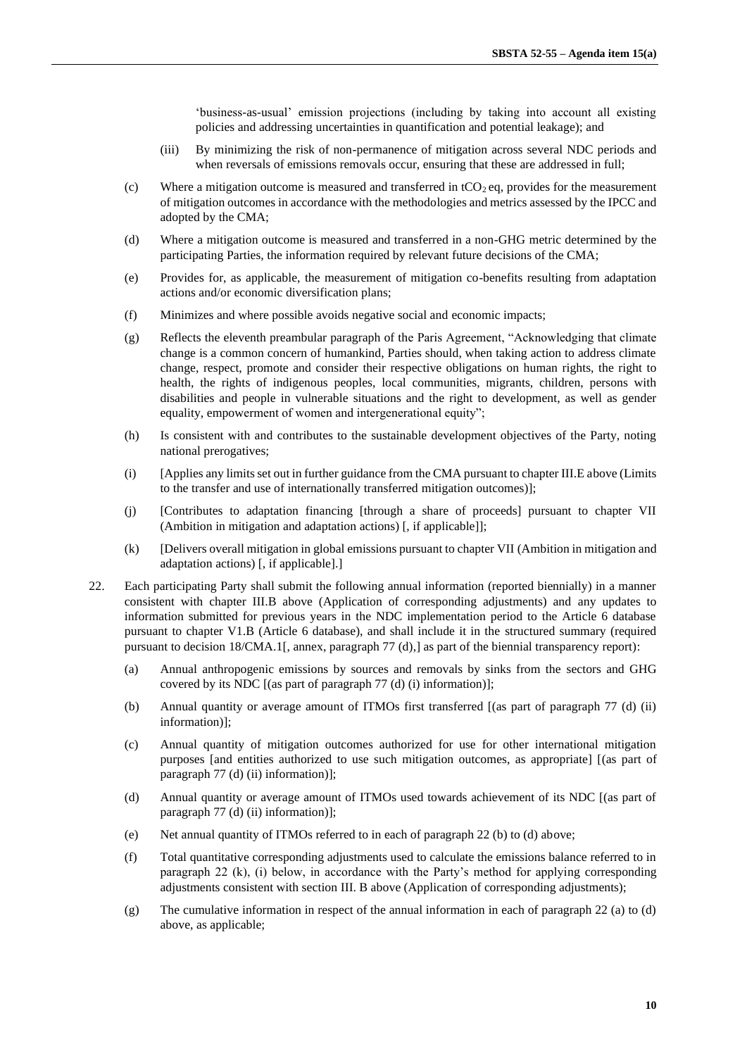'business-as-usual' emission projections (including by taking into account all existing policies and addressing uncertainties in quantification and potential leakage); and

(iii) By minimizing the risk of non-permanence of mitigation across several NDC periods and when reversals of emissions removals occur, ensuring that these are addressed in full;

(c) Where a mitigation outcome is measured and transferred in $tCO_2$ eq, provides for the measurement of mitigation outcomes in accordance with the methodologies and metrics assessed by the IPCC and adopted by the CMA;

(d) Where a mitigation outcome is measured and transferred in a non-GHG metric determined by the participating Parties, the information required by relevant future decisions of the CMA;

(e) Provides for, as applicable, the measurement of mitigation co-benefits resulting from adaptation actions and/or economic diversification plans;

(f) Minimizes and where possible avoids negative social and economic impacts;

(g) Reflects the eleventh preambular paragraph of the Paris Agreement, "Acknowledging that climate change is a common concern of humankind, Parties should, when taking action to address climate change, respect, promote and consider their respective obligations on human rights, the right to health, the rights of indigenous peoples, local communities, migrants, children, persons with disabilities and people in vulnerable situations and the right to development, as well as gender equality, empowerment of women and intergenerational equity";

(h) Is consistent with and contributes to the sustainable development objectives of the Party, noting national prerogatives;

(i) [Applies any limits set out in further guidance from the CMA pursuant to chapter III.E above (Limits to the transfer and use of internationally transferred mitigation outcomes)];

(j) [Contributes to adaptation financing [through a share of proceeds] pursuant to chapter VII (Ambition in mitigation and adaptation actions) [, if applicable]];

(k) [Delivers overall mitigation in global emissions pursuant to chapter VII (Ambition in mitigation and adaptation actions) [, if applicable].]

22. Each participating Party shall submit the following annual information (reported biennially) in a manner consistent with chapter III.B above (Application of corresponding adjustments) and any updates to information submitted for previous years in the NDC implementation period to the Article 6 database pursuant to chapter V1.B (Article 6 database), and shall include it in the structured summary (required pursuant to decision 18/CMA.1[, annex, paragraph 77 (d),] as part of the biennial transparency report):

(a) Annual anthropogenic emissions by sources and removals by sinks from the sectors and GHG covered by its NDC [(as part of paragraph 77 (d) (i) information)];

(b) Annual quantity or average amount of ITMOs first transferred [(as part of paragraph 77 (d) (ii) information)];

(c) Annual quantity of mitigation outcomes authorized for use for other international mitigation purposes [and entities authorized to use such mitigation outcomes, as appropriate] [(as part of paragraph 77 (d) (ii) information)];

(d) Annual quantity or average amount of ITMOs used towards achievement of its NDC [(as part of paragraph 77 (d) (ii) information)];

(e) Net annual quantity of ITMOs referred to in each of paragraph 22 (b) to (d) above;

(f) Total quantitative corresponding adjustments used to calculate the emissions balance referred to in paragraph 22 (k), (i) below, in accordance with the Party's method for applying corresponding adjustments consistent with section III. B above (Application of corresponding adjustments);

(g) The cumulative information in respect of the annual information in each of paragraph 22 (a) to (d) above, as applicable;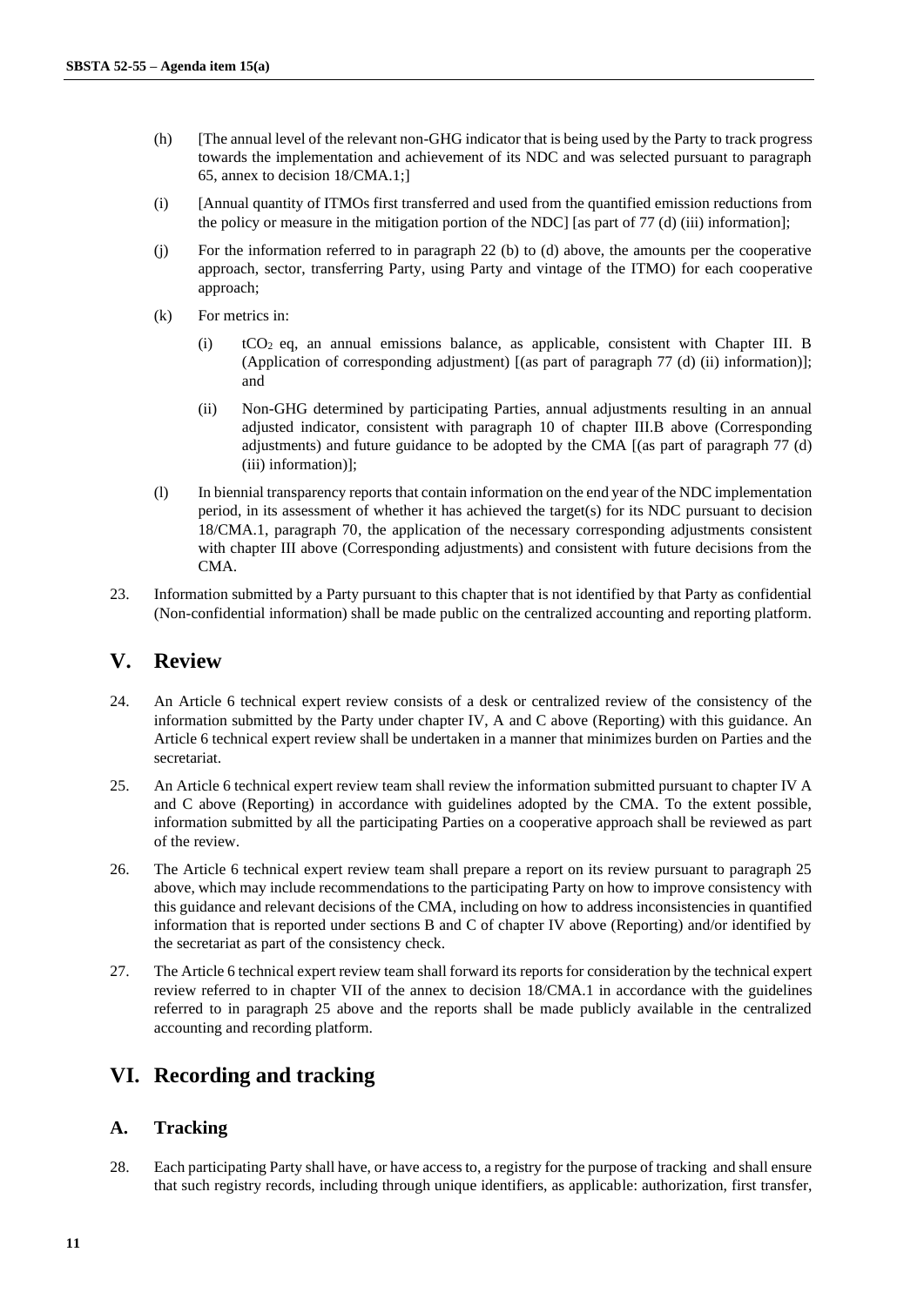(h) [The annual level of the relevant non-GHG indicator that is being used by the Party to track progress towards the implementation and achievement of its NDC and was selected pursuant to paragraph 65, annex to decision 18/CMA.1;]

(i) [Annual quantity of ITMOs first transferred and used from the quantified emission reductions from the policy or measure in the mitigation portion of the NDC] [as part of 77 (d) (iii) information];

(j) For the information referred to in paragraph 22 (b) to (d) above, the amounts per the cooperative approach, sector, transferring Party, using Party and vintage of the ITMO) for each cooperative approach;

(k) For metrics in:

(i) $tCO_2$ eq, an annual emissions balance, as applicable, consistent with Chapter III. B (Application of corresponding adjustment) [(as part of paragraph 77 (d) (ii) information)]; and

(ii) Non-GHG determined by participating Parties, annual adjustments resulting in an annual adjusted indicator, consistent with paragraph 10 of chapter III.B above (Corresponding adjustments) and future guidance to be adopted by the CMA [(as part of paragraph 77 (d) (iii) information)];

(l) In biennial transparency reports that contain information on the end year of the NDC implementation period, in its assessment of whether it has achieved the target(s) for its NDC pursuant to decision 18/CMA.1, paragraph 70, the application of the necessary corresponding adjustments consistent with chapter III above (Corresponding adjustments) and consistent with future decisions from the CMA.

23. Information submitted by a Party pursuant to this chapter that is not identified by that Party as confidential (Non-confidential information) shall be made public on the centralized accounting and reporting platform.

# V. Review

24. An Article 6 technical expert review consists of a desk or centralized review of the consistency of the information submitted by the Party under chapter IV, A and C above (Reporting) with this guidance. An Article 6 technical expert review shall be undertaken in a manner that minimizes burden on Parties and the secretariat.

25. An Article 6 technical expert review team shall review the information submitted pursuant to chapter IV A and C above (Reporting) in accordance with guidelines adopted by the CMA. To the extent possible, information submitted by all the participating Parties on a cooperative approach shall be reviewed as part of the review.

26. The Article 6 technical expert review team shall prepare a report on its review pursuant to paragraph 25 above, which may include recommendations to the participating Party on how to improve consistency with this guidance and relevant decisions of the CMA, including on how to address inconsistencies in quantified information that is reported under sections B and C of chapter IV above (Reporting) and/or identified by the secretariat as part of the consistency check.

27. The Article 6 technical expert review team shall forward its reports for consideration by the technical expert review referred to in chapter VII of the annex to decision 18/CMA.1 in accordance with the guidelines referred to in paragraph 25 above and the reports shall be made publicly available in the centralized accounting and recording platform.

# VI. Recording and tracking

## A. Tracking

28. Each participating Party shall have, or have access to, a registry for the purpose of tracking and shall ensure that such registry records, including through unique identifiers, as applicable: authorization, first transfer,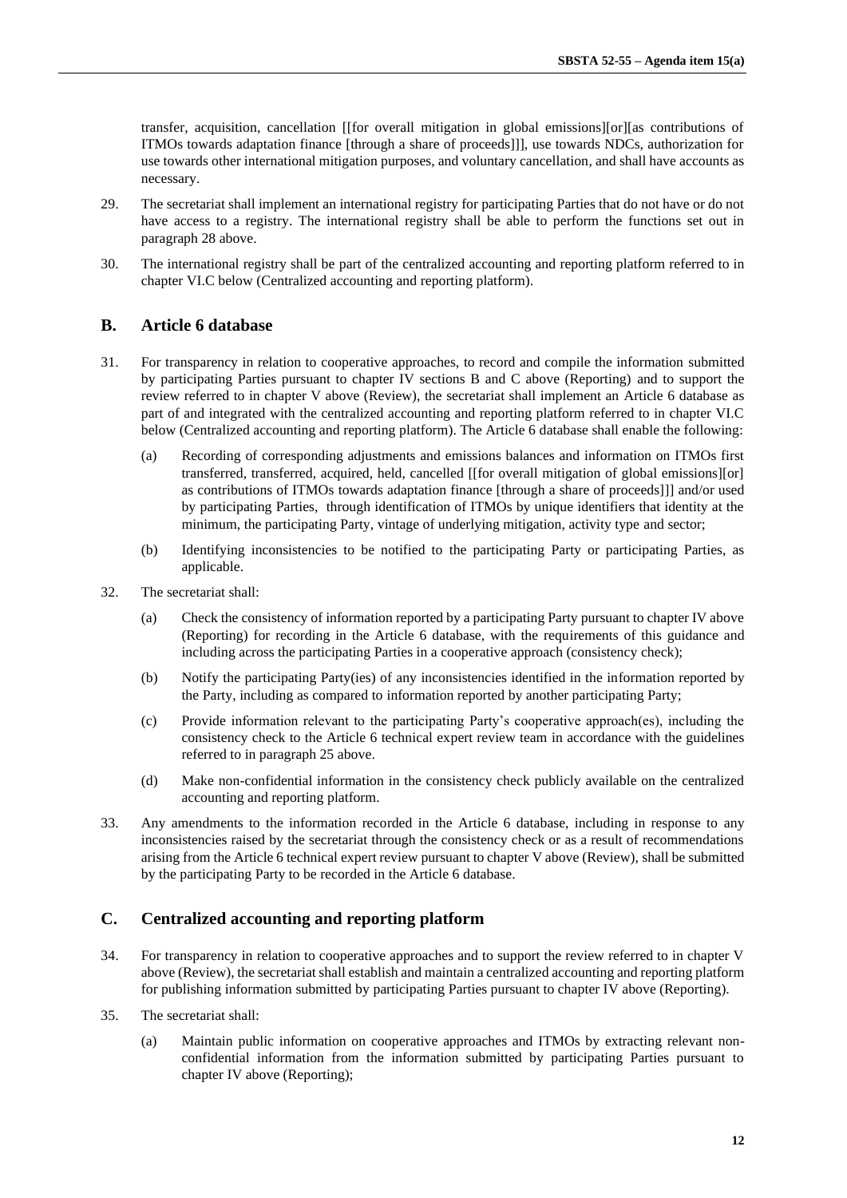transfer, acquisition, cancellation [[for overall mitigation in global emissions][or][as contributions of ITMOs towards adaptation finance [through a share of proceeds]]], use towards NDCs, authorization for use towards other international mitigation purposes, and voluntary cancellation, and shall have accounts as necessary.

29. The secretariat shall implement an international registry for participating Parties that do not have or do not have access to a registry. The international registry shall be able to perform the functions set out in paragraph 28 above.

30. The international registry shall be part of the centralized accounting and reporting platform referred to in chapter VI.C below (Centralized accounting and reporting platform).

## B. Article 6 database

31. For transparency in relation to cooperative approaches, to record and compile the information submitted by participating Parties pursuant to chapter IV sections B and C above (Reporting) and to support the review referred to in chapter V above (Review), the secretariat shall implement an Article 6 database as part of and integrated with the centralized accounting and reporting platform referred to in chapter VI.C below (Centralized accounting and reporting platform). The Article 6 database shall enable the following:

    (a) Recording of corresponding adjustments and emissions balances and information on ITMOs first transferred, transferred, acquired, held, cancelled [[for overall mitigation of global emissions][or] as contributions of ITMOs towards adaptation finance [through a share of proceeds]]] and/or used by participating Parties, through identification of ITMOs by unique identifiers that identity at the minimum, the participating Party, vintage of underlying mitigation, activity type and sector;

    (b) Identifying inconsistencies to be notified to the participating Party or participating Parties, as applicable.

32. The secretariat shall:

    (a) Check the consistency of information reported by a participating Party pursuant to chapter IV above (Reporting) for recording in the Article 6 database, with the requirements of this guidance and including across the participating Parties in a cooperative approach (consistency check);

    (b) Notify the participating Party(ies) of any inconsistencies identified in the information reported by the Party, including as compared to information reported by another participating Party;

    (c) Provide information relevant to the participating Party's cooperative approach(es), including the consistency check to the Article 6 technical expert review team in accordance with the guidelines referred to in paragraph 25 above.

    (d) Make non-confidential information in the consistency check publicly available on the centralized accounting and reporting platform.

33. Any amendments to the information recorded in the Article 6 database, including in response to any inconsistencies raised by the secretariat through the consistency check or as a result of recommendations arising from the Article 6 technical expert review pursuant to chapter V above (Review), shall be submitted by the participating Party to be recorded in the Article 6 database.

## C. Centralized accounting and reporting platform

34. For transparency in relation to cooperative approaches and to support the review referred to in chapter V above (Review), the secretariat shall establish and maintain a centralized accounting and reporting platform for publishing information submitted by participating Parties pursuant to chapter IV above (Reporting).

35. The secretariat shall:

    (a) Maintain public information on cooperative approaches and ITMOs by extracting relevant non-confidential information from the information submitted by participating Parties pursuant to chapter IV above (Reporting);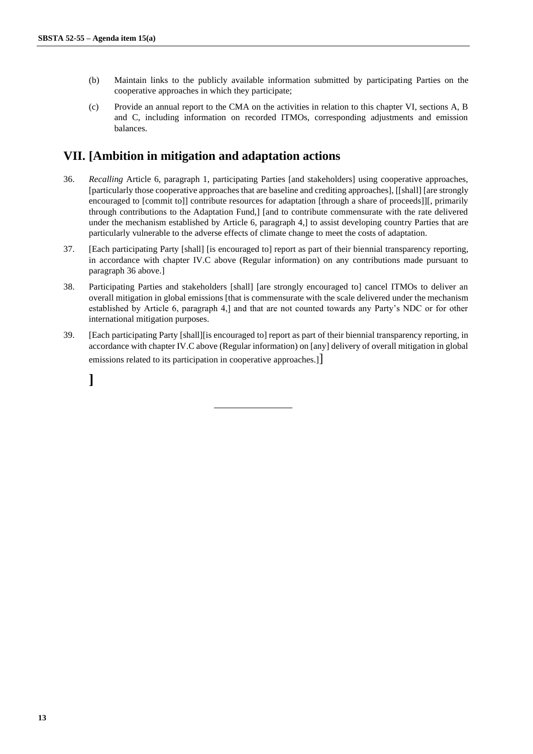(b) Maintain links to the publicly available information submitted by participating Parties on the cooperative approaches in which they participate;

(c) Provide an annual report to the CMA on the activities in relation to this chapter VI, sections A, B and C, including information on recorded ITMOs, corresponding adjustments and emission balances.

## VII. [Ambition in mitigation and adaptation actions

36. *Recalling* Article 6, paragraph 1, participating Parties [and stakeholders] using cooperative approaches, [particularly those cooperative approaches that are baseline and crediting approaches], [[shall] [are strongly encouraged to [commit to]] contribute resources for adaptation [through a share of proceeds]][, primarily through contributions to the Adaptation Fund,] [and to contribute commensurate with the rate delivered under the mechanism established by Article 6, paragraph 4,] to assist developing country Parties that are particularly vulnerable to the adverse effects of climate change to meet the costs of adaptation.

37. [Each participating Party [shall] [is encouraged to] report as part of their biennial transparency reporting, in accordance with chapter IV.C above (Regular information) on any contributions made pursuant to paragraph 36 above.]

38. Participating Parties and stakeholders [shall] [are strongly encouraged to] cancel ITMOs to deliver an overall mitigation in global emissions [that is commensurate with the scale delivered under the mechanism established by Article 6, paragraph 4,] and that are not counted towards any Party's NDC or for other international mitigation purposes.

39. [Each participating Party [shall][is encouraged to] report as part of their biennial transparency reporting, in accordance with chapter IV.C above (Regular information) on [any] delivery of overall mitigation in global emissions related to its participation in cooperative approaches.]]

]